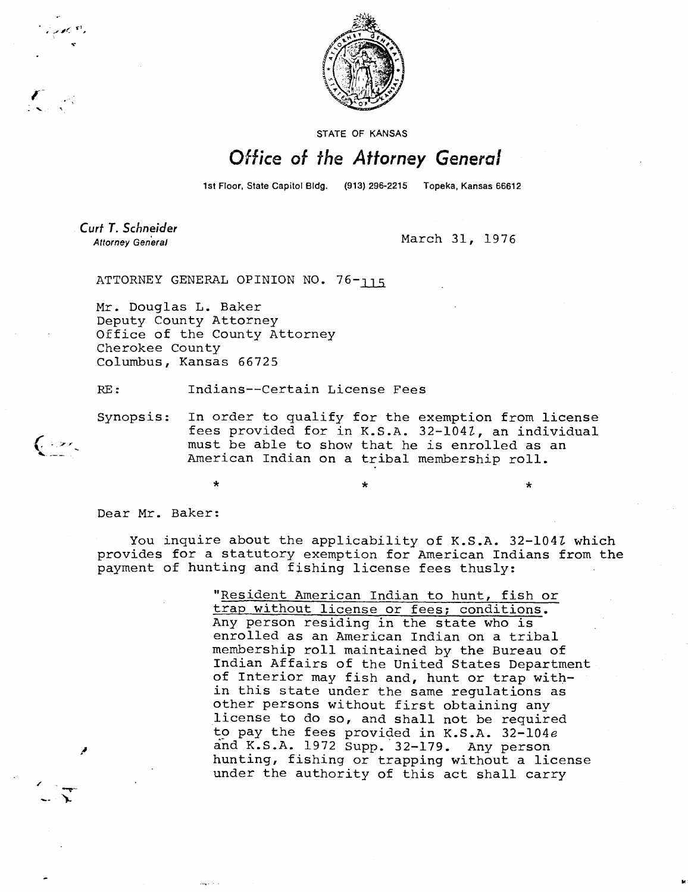STATE OF KANSAS

# Office of the Attorney General

1st Floor, State Capitol Bldg. (913) 296-2215 Topeka, Kansas 66612

*Curt T. Schneider*
*Attorney General*

March 31, 1976

ATTORNEY GENERAL OPINION NO. 76-115

Mr. Douglas L. Baker
Deputy County Attorney
Office of the County Attorney
Cherokee County
Columbus, Kansas 66725

RE: Indians--Certain License Fees

Synopsis: In order to qualify for the exemption from license fees provided for in K.S.A. 32-104*l*, an individual must be able to show that he is enrolled as an American Indian on a tribal membership roll.

\* \* \*

Dear Mr. Baker:

You inquire about the applicability of K.S.A. 32-104*l* which provides for a statutory exemption for American Indians from the payment of hunting and fishing license fees thusly:

> "Resident American Indian to hunt, fish or trap without license or fees; conditions. Any person residing in the state who is enrolled as an American Indian on a tribal membership roll maintained by the Bureau of Indian Affairs of the United States Department of Interior may fish and, hunt or trap within this state under the same regulations as other persons without first obtaining any license to do so, and shall not be required to pay the fees provided in K.S.A. 32-104*e* and K.S.A. 1972 Supp. 32-179. Any person hunting, fishing or trapping without a license under the authority of this act shall carry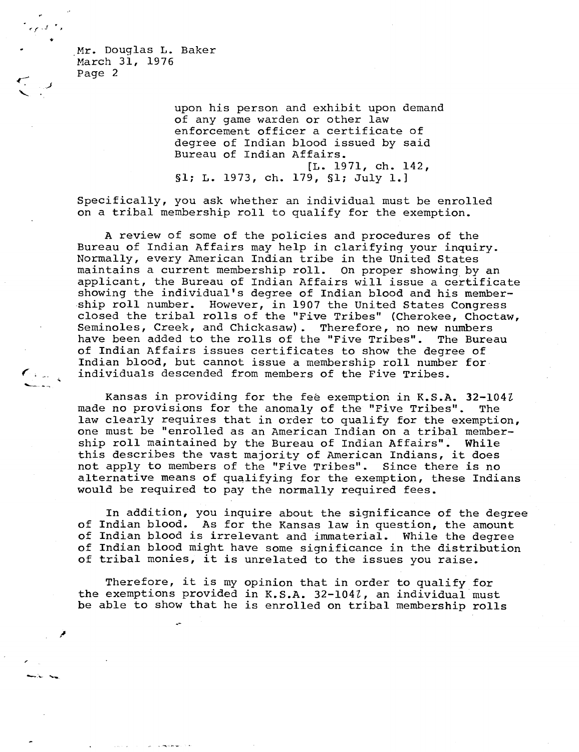upon his person and exhibit upon demand of any game warden or other law enforcement officer a certificate of degree of Indian blood issued by said Bureau of Indian Affairs.
[L. 1971, ch. 142, §1; L. 1973, ch. 179, §1; July 1.]

Specifically, you ask whether an individual must be enrolled on a tribal membership roll to qualify for the exemption.

A review of some of the policies and procedures of the Bureau of Indian Affairs may help in clarifying your inquiry. Normally, every American Indian tribe in the United States maintains a current membership roll. On proper showing by an applicant, the Bureau of Indian Affairs will issue a certificate showing the individual's degree of Indian blood and his membership roll number. However, in 1907 the United States Congress closed the tribal rolls of the "Five Tribes" (Cherokee, Choctaw, Seminoles, Creek, and Chickasaw). Therefore, no new numbers have been added to the rolls of the "Five Tribes". The Bureau of Indian Affairs issues certificates to show the degree of Indian blood, but cannot issue a membership roll number for individuals descended from members of the Five Tribes.

Kansas in providing for the fee exemption in K.S.A. 32-104*l* made no provisions for the anomaly of the "Five Tribes". The law clearly requires that in order to qualify for the exemption, one must be "enrolled as an American Indian on a tribal membership roll maintained by the Bureau of Indian Affairs". While this describes the vast majority of American Indians, it does not apply to members of the "Five Tribes". Since there is no alternative means of qualifying for the exemption, these Indians would be required to pay the normally required fees.

In addition, you inquire about the significance of the degree of Indian blood. As for the Kansas law in question, the amount of Indian blood is irrelevant and immaterial. While the degree of Indian blood might have some significance in the distribution of tribal monies, it is unrelated to the issues you raise.

Therefore, it is my opinion that in order to qualify for the exemptions provided in K.S.A. 32-104*l*, an individual must be able to show that he is enrolled on tribal membership rolls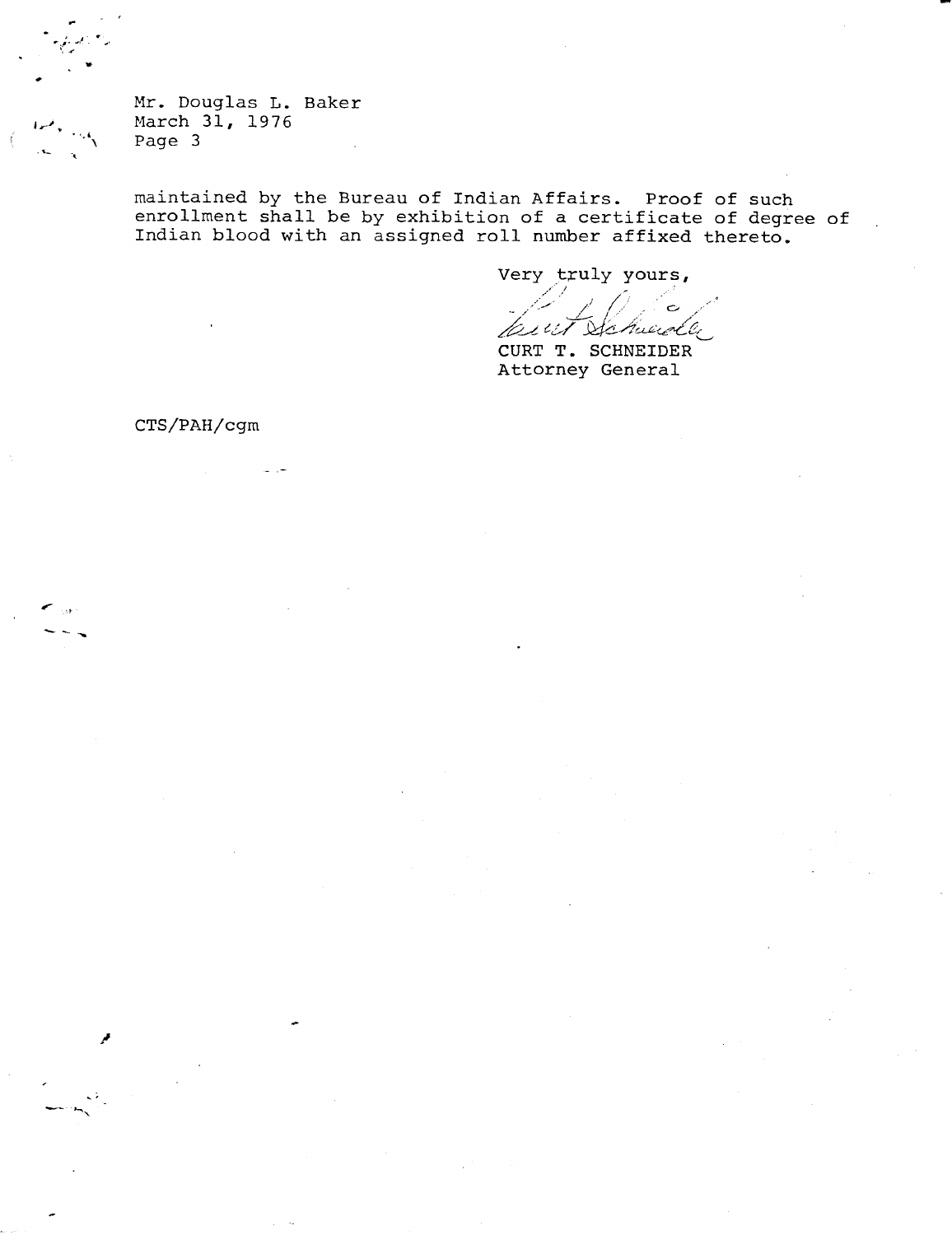Mr. Douglas L. Baker
March 31, 1976
Page 3

maintained by the Bureau of Indian Affairs. Proof of such enrollment shall be by exhibition of a certificate of degree of Indian blood with an assigned roll number affixed thereto.

Very truly yours,

CURT T. SCHNEIDER
Attorney General

CTS/PAH/cgm